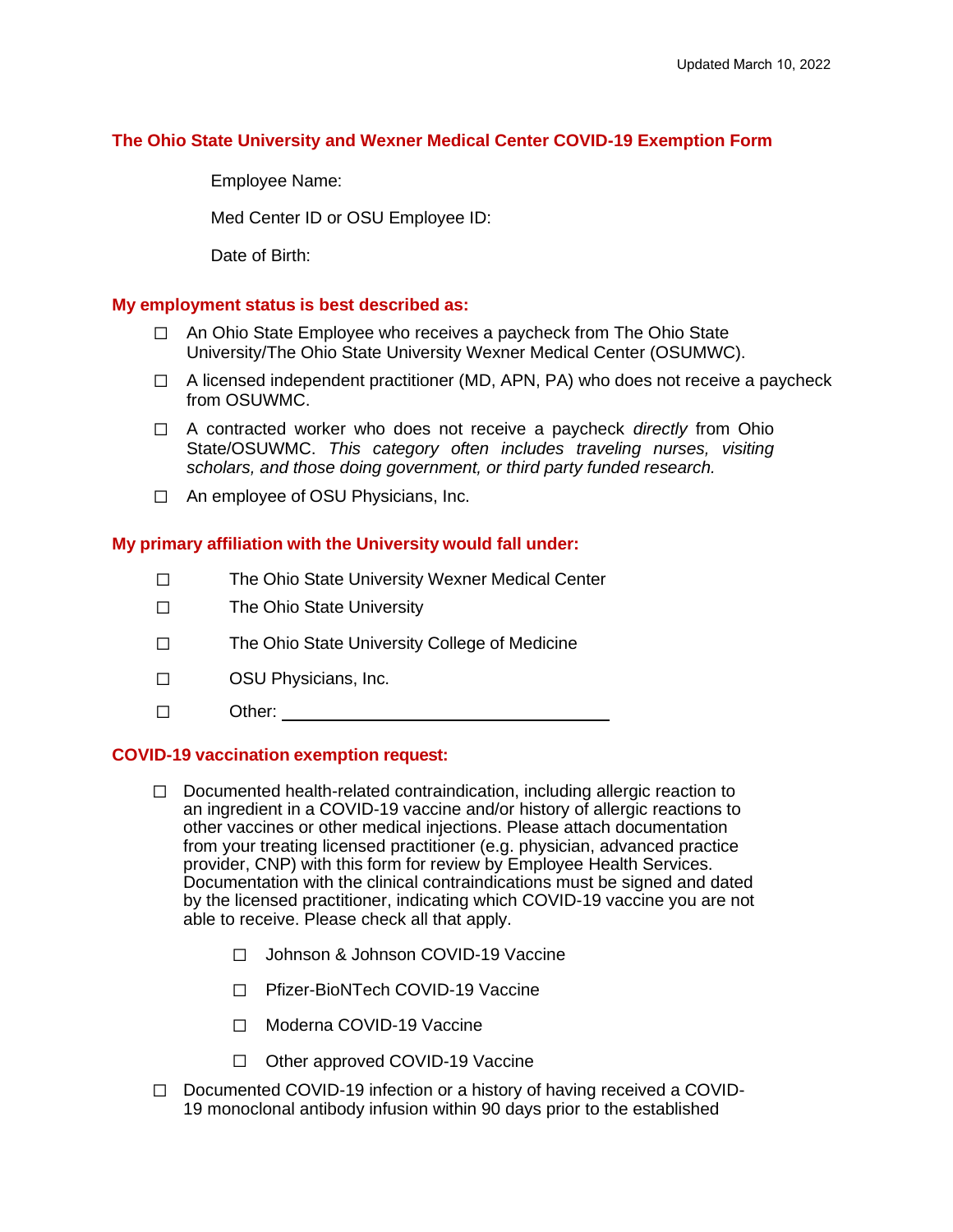Updated March 10, 2022

## The Ohio State University and Wexner Medical Center COVID-19 Exemption Form

Employee Name:

Med Center ID or OSU Employee ID:

Date of Birth:

### My employment status is best described as:

- ☐ An Ohio State Employee who receives a paycheck from The Ohio State University/The Ohio State University Wexner Medical Center (OSUMWC).
- ☐ A licensed independent practitioner (MD, APN, PA) who does not receive a paycheck from OSUWMC.
- ☐ A contracted worker who does not receive a paycheck *directly* from Ohio State/OSUWMC. *This category often includes traveling nurses, visiting scholars, and those doing government, or third party funded research.*
- ☐ An employee of OSU Physicians, Inc.

### My primary affiliation with the University would fall under:

- ☐ The Ohio State University Wexner Medical Center
- ☐ The Ohio State University
- ☐ The Ohio State University College of Medicine
- ☐ OSU Physicians, Inc.
- ☐ Other: ______________________________

### COVID-19 vaccination exemption request:

- ☐ Documented health-related contraindication, including allergic reaction to an ingredient in a COVID-19 vaccine and/or history of allergic reactions to other vaccines or other medical injections. Please attach documentation from your treating licensed practitioner (e.g. physician, advanced practice provider, CNP) with this form for review by Employee Health Services. Documentation with the clinical contraindications must be signed and dated by the licensed practitioner, indicating which COVID-19 vaccine you are not able to receive. Please check all that apply.
  - ☐ Johnson & Johnson COVID-19 Vaccine
  - ☐ Pfizer-BioNTech COVID-19 Vaccine
  - ☐ Moderna COVID-19 Vaccine
  - ☐ Other approved COVID-19 Vaccine
- ☐ Documented COVID-19 infection or a history of having received a COVID-19 monoclonal antibody infusion within 90 days prior to the established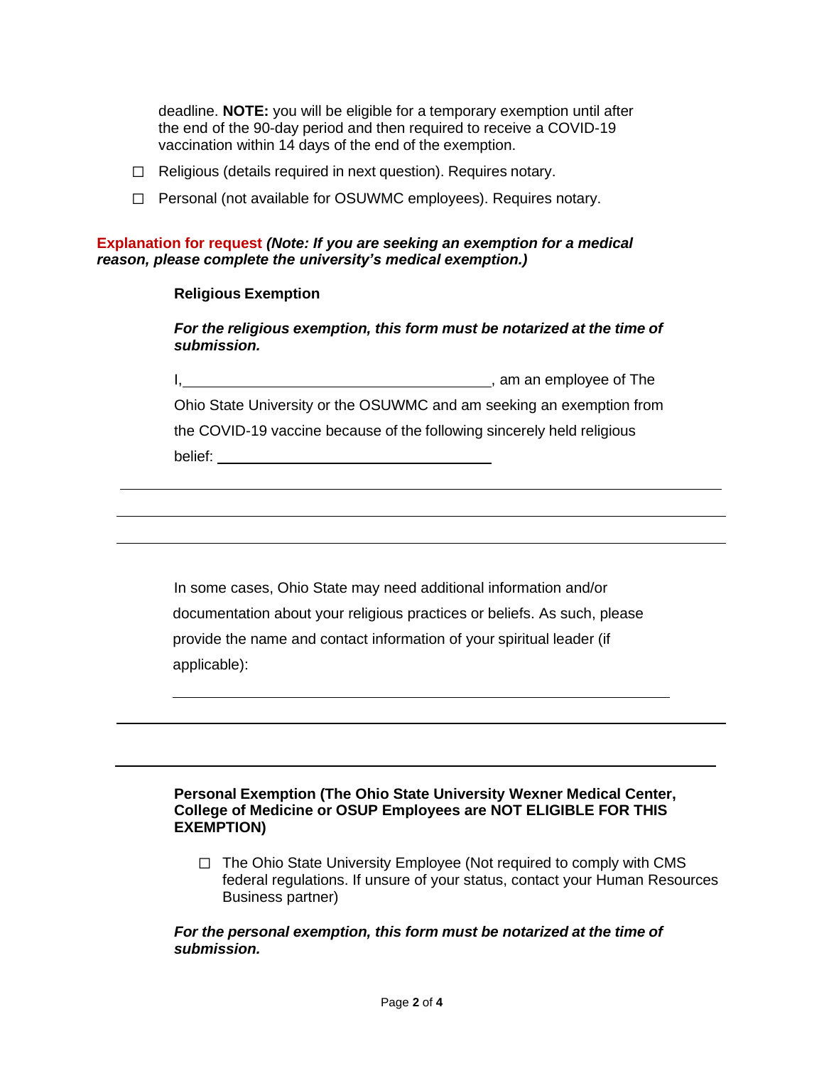deadline. **NOTE:** you will be eligible for a temporary exemption until after the end of the 90-day period and then required to receive a COVID-19 vaccination within 14 days of the end of the exemption.

- ☐ Religious (details required in next question). Requires notary.
- ☐ Personal (not available for OSUWMC employees). Requires notary.

**Explanation for request** ***(Note: If you are seeking an exemption for a medical reason, please complete the university's medical exemption.)***

**Religious Exemption**

***For the religious exemption, this form must be notarized at the time of submission.***

I, ________________________________________, am an employee of The Ohio State University or the OSUWMC and am seeking an exemption from the COVID-19 vaccine because of the following sincerely held religious belief: ____________________________________

______________________________________________________________________________

______________________________________________________________________________

______________________________________________________________________________

In some cases, Ohio State may need additional information and/or documentation about your religious practices or beliefs. As such, please provide the name and contact information of your spiritual leader (if applicable):

______________________________________________________________________________

______________________________________________________________________________

______________________________________________________________________________

**Personal Exemption (The Ohio State University Wexner Medical Center, College of Medicine or OSUP Employees are NOT ELIGIBLE FOR THIS EXEMPTION)**

- ☐ The Ohio State University Employee (Not required to comply with CMS federal regulations. If unsure of your status, contact your Human Resources Business partner)

***For the personal exemption, this form must be notarized at the time of submission.***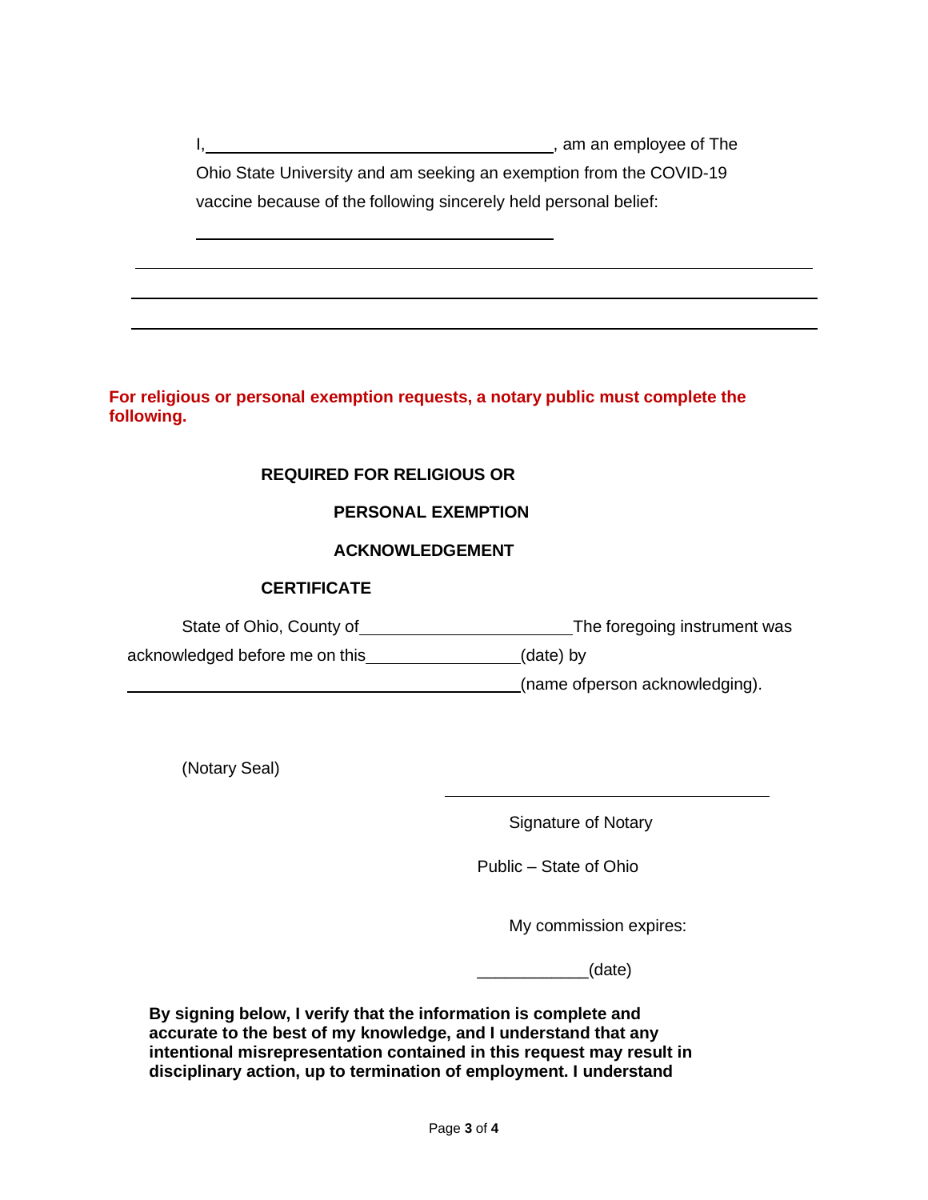I, \_\_\_\_\_\_\_\_\_\_\_\_\_\_\_\_\_\_\_\_\_\_\_\_\_\_\_\_\_\_\_\_\_\_\_\_\_\_\_\_, am an employee of The Ohio State University and am seeking an exemption from the COVID-19 vaccine because of the following sincerely held personal belief:

\_\_\_\_\_\_\_\_\_\_\_\_\_\_\_\_\_\_\_\_\_\_\_\_\_\_\_\_\_\_\_\_\_\_\_\_\_\_\_\_

\_\_\_\_\_\_\_\_\_\_\_\_\_\_\_\_\_\_\_\_\_\_\_\_\_\_\_\_\_\_\_\_\_\_\_\_\_\_\_\_\_\_\_\_\_\_\_\_\_\_\_\_\_\_\_\_\_\_\_\_\_\_\_\_\_\_\_\_\_\_\_\_\_\_\_\_

\_\_\_\_\_\_\_\_\_\_\_\_\_\_\_\_\_\_\_\_\_\_\_\_\_\_\_\_\_\_\_\_\_\_\_\_\_\_\_\_\_\_\_\_\_\_\_\_\_\_\_\_\_\_\_\_\_\_\_\_\_\_\_\_\_\_\_\_\_\_\_\_\_\_\_\_

\_\_\_\_\_\_\_\_\_\_\_\_\_\_\_\_\_\_\_\_\_\_\_\_\_\_\_\_\_\_\_\_\_\_\_\_\_\_\_\_\_\_\_\_\_\_\_\_\_\_\_\_\_\_\_\_\_\_\_\_\_\_\_\_\_\_\_\_\_\_\_\_\_\_\_\_

**For religious or personal exemption requests, a notary public must complete the following.**

**REQUIRED FOR RELIGIOUS OR PERSONAL EXEMPTION ACKNOWLEDGEMENT CERTIFICATE**

State of Ohio, County of \_\_\_\_\_\_\_\_\_\_\_\_\_\_\_\_\_\_\_\_\_\_ The foregoing instrument was acknowledged before me on this \_\_\_\_\_\_\_\_\_\_\_\_\_\_\_\_ (date) by \_\_\_\_\_\_\_\_\_\_\_\_\_\_\_\_\_\_\_\_\_\_\_\_\_\_\_\_\_\_\_\_\_\_\_\_\_\_\_\_ (name ofperson acknowledging).

(Notary Seal)

\_\_\_\_\_\_\_\_\_\_\_\_\_\_\_\_\_\_\_\_\_\_\_\_\_\_\_\_\_\_\_\_\_\_

Signature of Notary Public – State of Ohio

My commission expires:

\_\_\_\_\_\_\_\_\_\_\_\_ (date)

**By signing below, I verify that the information is complete and accurate to the best of my knowledge, and I understand that any intentional misrepresentation contained in this request may result in disciplinary action, up to termination of employment. I understand**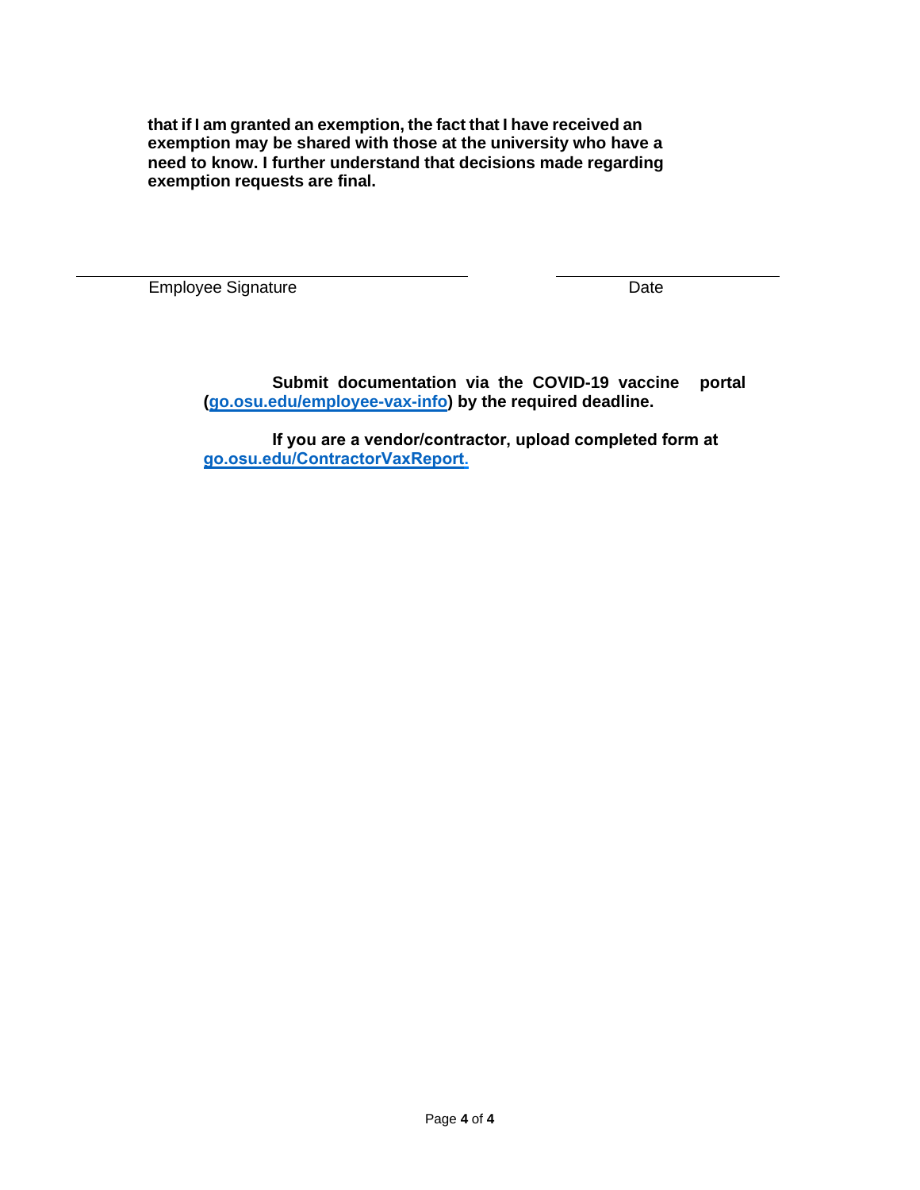**that if I am granted an exemption, the fact that I have received an exemption may be shared with those at the university who have a need to know. I further understand that decisions made regarding exemption requests are final.**

Employee Signature ______________________ Date ______________

**Submit documentation via the COVID-19 vaccine portal ([go.osu.edu/employee-vax-info](go.osu.edu/employee-vax-info)) by the required deadline.**

**If you are a vendor/contractor, upload completed form at [go.osu.edu/ContractorVaxReport.](go.osu.edu/ContractorVaxReport)**